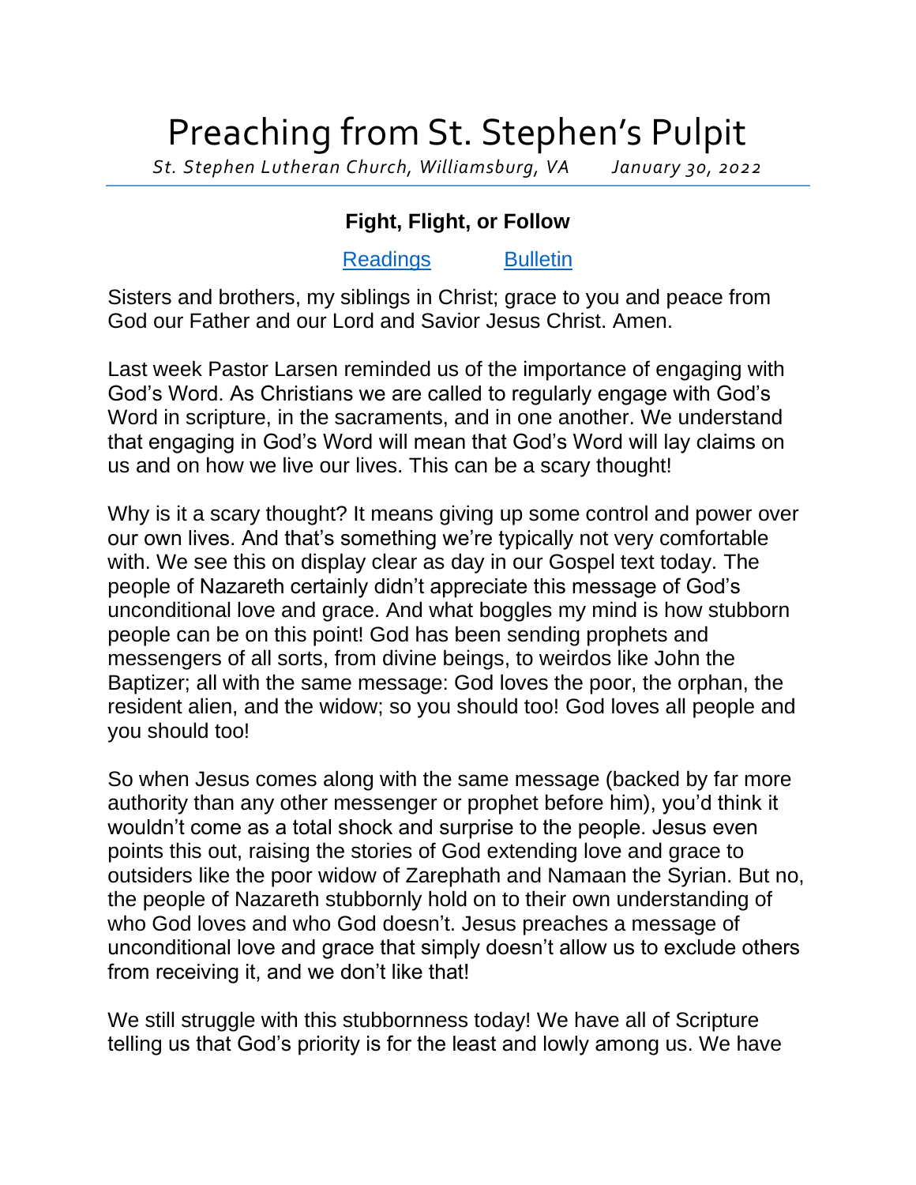# Preaching from St. Stephen's Pulpit

*St. Stephen Lutheran Church, Williamsburg, VA January 30, 2022*

## Fight, Flight, or Follow

Readings Bulletin

Sisters and brothers, my siblings in Christ; grace to you and peace from God our Father and our Lord and Savior Jesus Christ. Amen.

Last week Pastor Larsen reminded us of the importance of engaging with God's Word. As Christians we are called to regularly engage with God's Word in scripture, in the sacraments, and in one another. We understand that engaging in God's Word will mean that God's Word will lay claims on us and on how we live our lives. This can be a scary thought!

Why is it a scary thought? It means giving up some control and power over our own lives. And that's something we're typically not very comfortable with. We see this on display clear as day in our Gospel text today. The people of Nazareth certainly didn't appreciate this message of God's unconditional love and grace. And what boggles my mind is how stubborn people can be on this point! God has been sending prophets and messengers of all sorts, from divine beings, to weirdos like John the Baptizer; all with the same message: God loves the poor, the orphan, the resident alien, and the widow; so you should too! God loves all people and you should too!

So when Jesus comes along with the same message (backed by far more authority than any other messenger or prophet before him), you'd think it wouldn't come as a total shock and surprise to the people. Jesus even points this out, raising the stories of God extending love and grace to outsiders like the poor widow of Zarephath and Namaan the Syrian. But no, the people of Nazareth stubbornly hold on to their own understanding of who God loves and who God doesn't. Jesus preaches a message of unconditional love and grace that simply doesn't allow us to exclude others from receiving it, and we don't like that!

We still struggle with this stubbornness today! We have all of Scripture telling us that God's priority is for the least and lowly among us. We have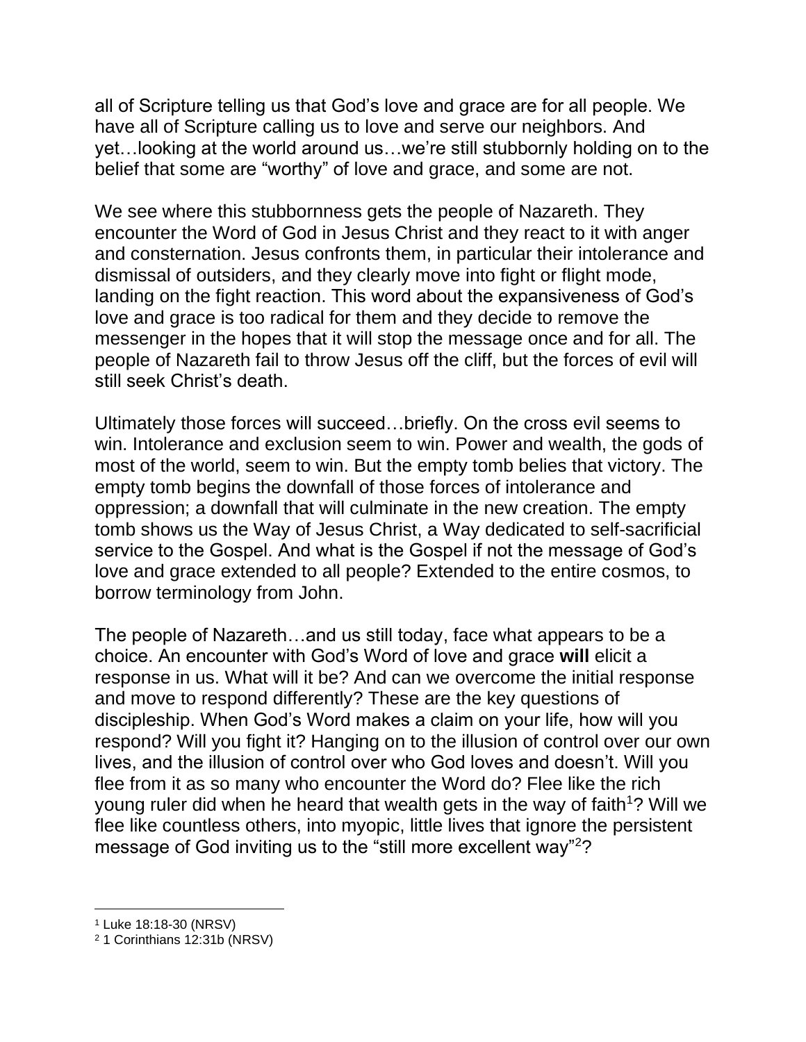all of Scripture telling us that God's love and grace are for all people. We have all of Scripture calling us to love and serve our neighbors. And yet…looking at the world around us…we're still stubbornly holding on to the belief that some are "worthy" of love and grace, and some are not.

We see where this stubbornness gets the people of Nazareth. They encounter the Word of God in Jesus Christ and they react to it with anger and consternation. Jesus confronts them, in particular their intolerance and dismissal of outsiders, and they clearly move into fight or flight mode, landing on the fight reaction. This word about the expansiveness of God's love and grace is too radical for them and they decide to remove the messenger in the hopes that it will stop the message once and for all. The people of Nazareth fail to throw Jesus off the cliff, but the forces of evil will still seek Christ's death.

Ultimately those forces will succeed…briefly. On the cross evil seems to win. Intolerance and exclusion seem to win. Power and wealth, the gods of most of the world, seem to win. But the empty tomb belies that victory. The empty tomb begins the downfall of those forces of intolerance and oppression; a downfall that will culminate in the new creation. The empty tomb shows us the Way of Jesus Christ, a Way dedicated to self-sacrificial service to the Gospel. And what is the Gospel if not the message of God's love and grace extended to all people? Extended to the entire cosmos, to borrow terminology from John.

The people of Nazareth…and us still today, face what appears to be a choice. An encounter with God's Word of love and grace **will** elicit a response in us. What will it be? And can we overcome the initial response and move to respond differently? These are the key questions of discipleship. When God's Word makes a claim on your life, how will you respond? Will you fight it? Hanging on to the illusion of control over our own lives, and the illusion of control over who God loves and doesn't. Will you flee from it as so many who encounter the Word do? Flee like the rich young ruler did when he heard that wealth gets in the way of faith[1]? Will we flee like countless others, into myopic, little lives that ignore the persistent message of God inviting us to the "still more excellent way"[2]?

---

[1] Luke 18:18-30 (NRSV)

[2] 1 Corinthians 12:31b (NRSV)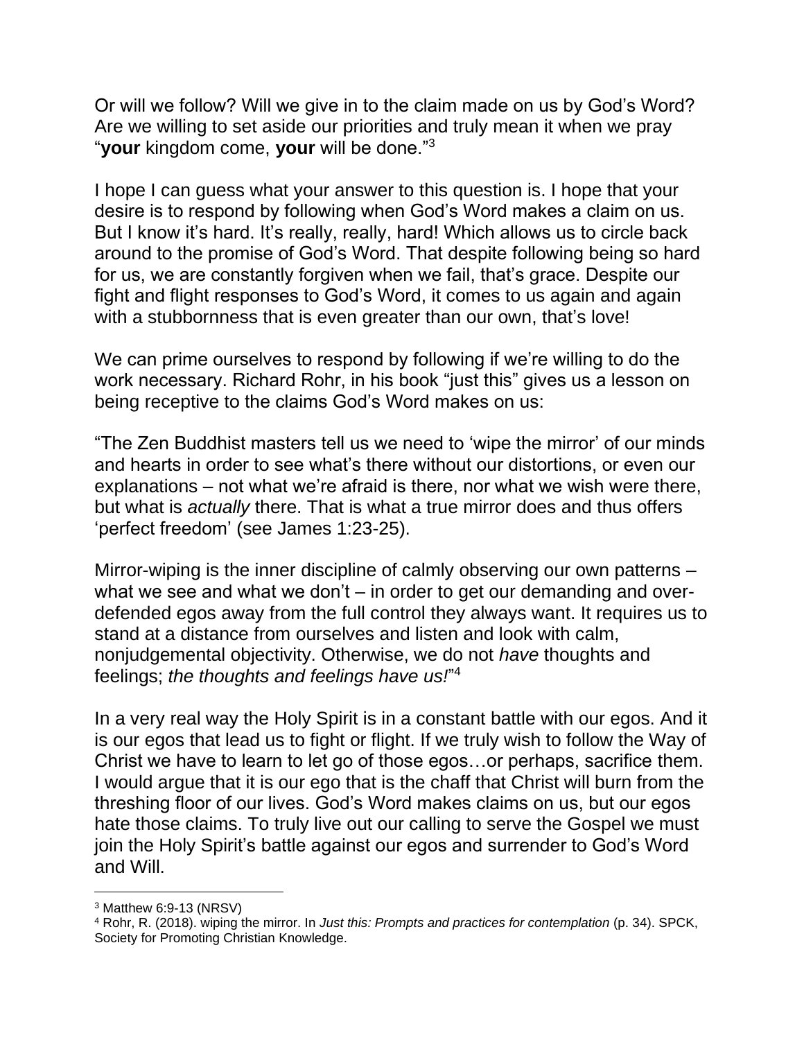Or will we follow? Will we give in to the claim made on us by God's Word? Are we willing to set aside our priorities and truly mean it when we pray "**your** kingdom come, **your** will be done."[3]

I hope I can guess what your answer to this question is. I hope that your desire is to respond by following when God's Word makes a claim on us. But I know it's hard. It's really, really, hard! Which allows us to circle back around to the promise of God's Word. That despite following being so hard for us, we are constantly forgiven when we fail, that's grace. Despite our fight and flight responses to God's Word, it comes to us again and again with a stubbornness that is even greater than our own, that's love!

We can prime ourselves to respond by following if we're willing to do the work necessary. Richard Rohr, in his book "just this" gives us a lesson on being receptive to the claims God's Word makes on us:

"The Zen Buddhist masters tell us we need to 'wipe the mirror' of our minds and hearts in order to see what's there without our distortions, or even our explanations – not what we're afraid is there, nor what we wish were there, but what is *actually* there. That is what a true mirror does and thus offers 'perfect freedom' (see James 1:23-25).

Mirror-wiping is the inner discipline of calmly observing our own patterns – what we see and what we don't – in order to get our demanding and over-defended egos away from the full control they always want. It requires us to stand at a distance from ourselves and listen and look with calm, nonjudgemental objectivity. Otherwise, we do not *have* thoughts and feelings; *the thoughts and feelings have us!*"[4]

In a very real way the Holy Spirit is in a constant battle with our egos. And it is our egos that lead us to fight or flight. If we truly wish to follow the Way of Christ we have to learn to let go of those egos…or perhaps, sacrifice them. I would argue that it is our ego that is the chaff that Christ will burn from the threshing floor of our lives. God's Word makes claims on us, but our egos hate those claims. To truly live out our calling to serve the Gospel we must join the Holy Spirit's battle against our egos and surrender to God's Word and Will.

---

[3] Matthew 6:9-13 (NRSV)

[4] Rohr, R. (2018). wiping the mirror. In *Just this: Prompts and practices for contemplation* (p. 34). SPCK, Society for Promoting Christian Knowledge.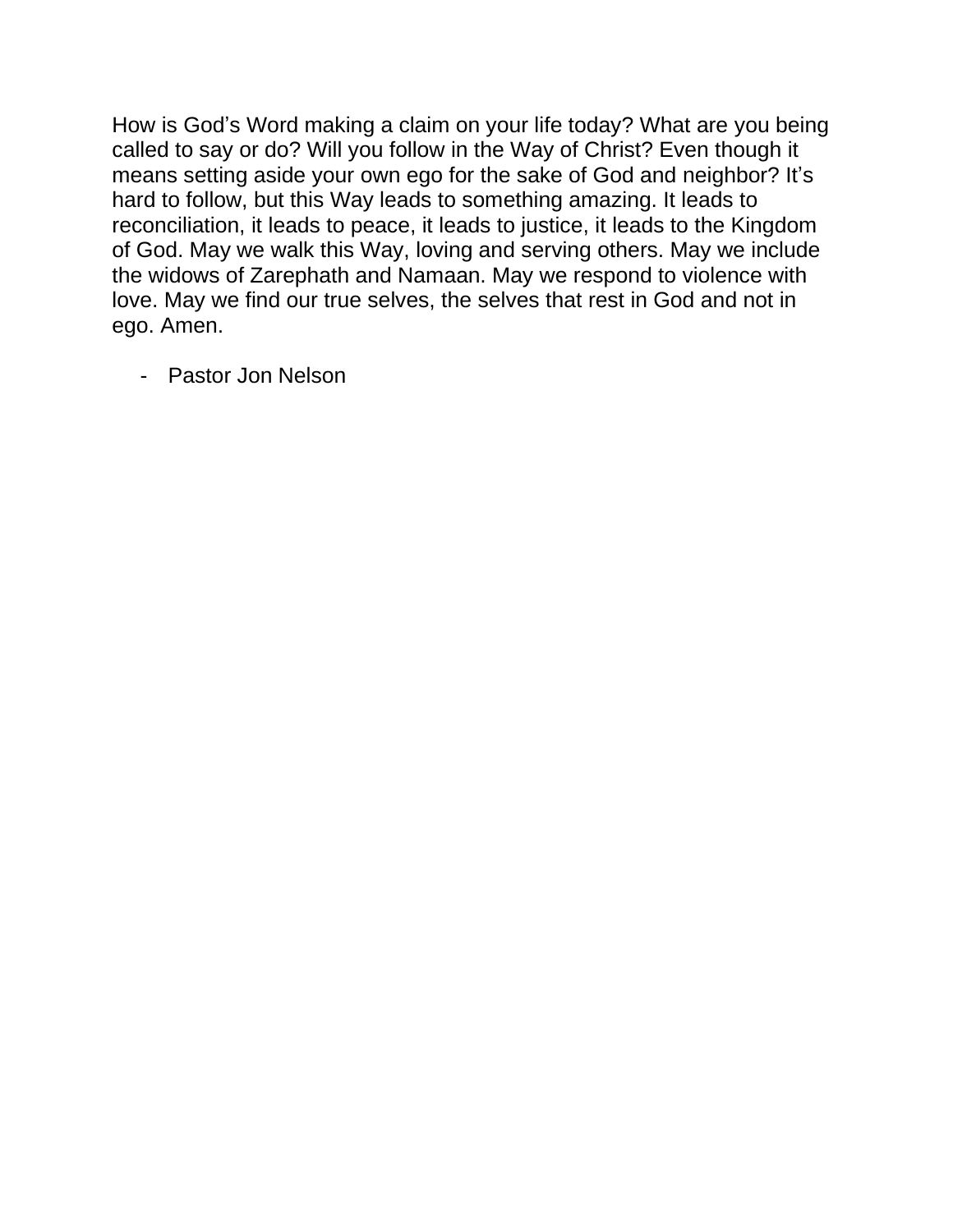How is God's Word making a claim on your life today? What are you being called to say or do? Will you follow in the Way of Christ? Even though it means setting aside your own ego for the sake of God and neighbor? It's hard to follow, but this Way leads to something amazing. It leads to reconciliation, it leads to peace, it leads to justice, it leads to the Kingdom of God. May we walk this Way, loving and serving others. May we include the widows of Zarephath and Namaan. May we respond to violence with love. May we find our true selves, the selves that rest in God and not in ego. Amen.

- Pastor Jon Nelson